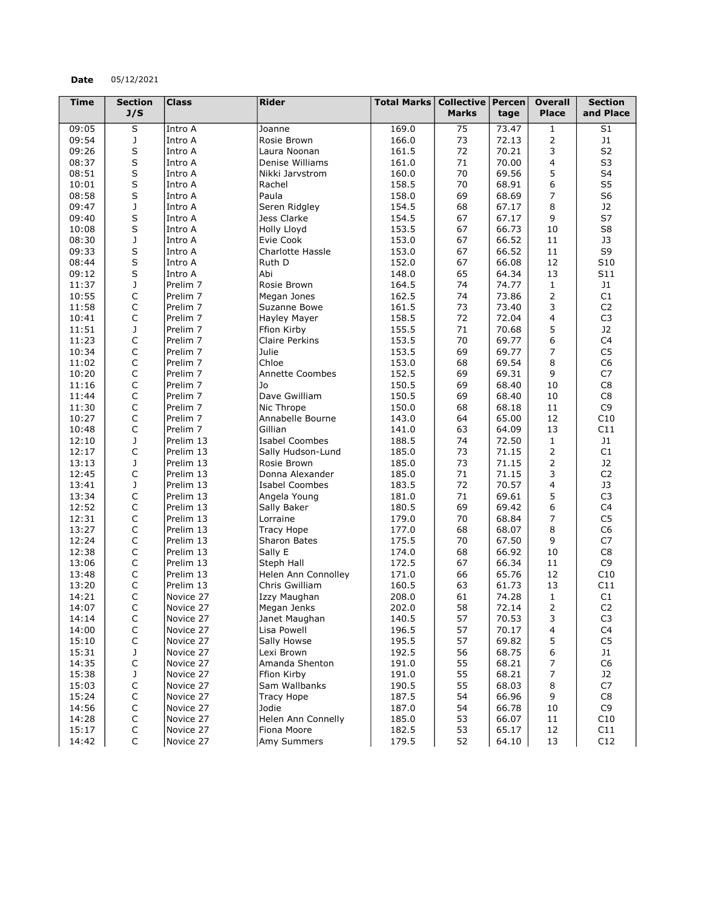**Date** 05/12/2021

| Time | Section J/S | Class | Rider | Total Marks | Collective Marks | Percentage | Overall Place | Section and Place |
|---|---|---|---|---|---|---|---|---|
| 09:05 | S | Intro A | Joanne | 169.0 | 75 | 73.47 | 1 | S1 |
| 09:54 | J | Intro A | Rosie Brown | 166.0 | 73 | 72.13 | 2 | J1 |
| 09:26 | S | Intro A | Laura Noonan | 161.5 | 72 | 70.21 | 3 | S2 |
| 08:37 | S | Intro A | Denise Williams | 161.0 | 71 | 70.00 | 4 | S3 |
| 08:51 | S | Intro A | Nikki Jarvstrom | 160.0 | 70 | 69.56 | 5 | S4 |
| 10:01 | S | Intro A | Rachel | 158.5 | 70 | 68.91 | 6 | S5 |
| 08:58 | S | Intro A | Paula | 158.0 | 69 | 68.69 | 7 | S6 |
| 09:47 | J | Intro A | Seren Ridgley | 154.5 | 68 | 67.17 | 8 | J2 |
| 09:40 | S | Intro A | Jess Clarke | 154.5 | 67 | 67.17 | 9 | S7 |
| 10:08 | S | Intro A | Holly Lloyd | 153.5 | 67 | 66.73 | 10 | S8 |
| 08:30 | J | Intro A | Evie Cook | 153.0 | 67 | 66.52 | 11 | J3 |
| 09:33 | S | Intro A | Charlotte Hassle | 153.0 | 67 | 66.52 | 11 | S9 |
| 08:44 | S | Intro A | Ruth D | 152.0 | 67 | 66.08 | 12 | S10 |
| 09:12 | S | Intro A | Abi | 148.0 | 65 | 64.34 | 13 | S11 |
| 11:37 | J | Prelim 7 | Rosie Brown | 164.5 | 74 | 74.77 | 1 | J1 |
| 10:55 | C | Prelim 7 | Megan Jones | 162.5 | 74 | 73.86 | 2 | C1 |
| 11:58 | C | Prelim 7 | Suzanne Bowe | 161.5 | 73 | 73.40 | 3 | C2 |
| 10:41 | C | Prelim 7 | Hayley Mayer | 158.5 | 72 | 72.04 | 4 | C3 |
| 11:51 | J | Prelim 7 | Ffion Kirby | 155.5 | 71 | 70.68 | 5 | J2 |
| 11:23 | C | Prelim 7 | Claire Perkins | 153.5 | 70 | 69.77 | 6 | C4 |
| 10:34 | C | Prelim 7 | Julie | 153.5 | 69 | 69.77 | 7 | C5 |
| 11:02 | C | Prelim 7 | Chloe | 153.0 | 68 | 69.54 | 8 | C6 |
| 10:20 | C | Prelim 7 | Annette Coombes | 152.5 | 69 | 69.31 | 9 | C7 |
| 11:16 | C | Prelim 7 | Jo | 150.5 | 69 | 68.40 | 10 | C8 |
| 11:44 | C | Prelim 7 | Dave Gwilliam | 150.5 | 69 | 68.40 | 10 | C8 |
| 11:30 | C | Prelim 7 | Nic Thrope | 150.0 | 68 | 68.18 | 11 | C9 |
| 10:27 | C | Prelim 7 | Annabelle Bourne | 143.0 | 64 | 65.00 | 12 | C10 |
| 10:48 | C | Prelim 7 | Gillian | 141.0 | 63 | 64.09 | 13 | C11 |
| 12:10 | J | Prelim 13 | Isabel Coombes | 188.5 | 74 | 72.50 | 1 | J1 |
| 12:17 | C | Prelim 13 | Sally Hudson-Lund | 185.0 | 73 | 71.15 | 2 | C1 |
| 13:13 | J | Prelim 13 | Rosie Brown | 185.0 | 73 | 71.15 | 2 | J2 |
| 12:45 | C | Prelim 13 | Donna Alexander | 185.0 | 71 | 71.15 | 3 | C2 |
| 13:41 | J | Prelim 13 | Isabel Coombes | 183.5 | 72 | 70.57 | 4 | J3 |
| 13:34 | C | Prelim 13 | Angela Young | 181.0 | 71 | 69.61 | 5 | C3 |
| 12:52 | C | Prelim 13 | Sally Baker | 180.5 | 69 | 69.42 | 6 | C4 |
| 12:31 | C | Prelim 13 | Lorraine | 179.0 | 70 | 68.84 | 7 | C5 |
| 13:27 | C | Prelim 13 | Tracy Hope | 177.0 | 68 | 68.07 | 8 | C6 |
| 12:24 | C | Prelim 13 | Sharon Bates | 175.5 | 70 | 67.50 | 9 | C7 |
| 12:38 | C | Prelim 13 | Sally E | 174.0 | 68 | 66.92 | 10 | C8 |
| 13:06 | C | Prelim 13 | Steph Hall | 172.5 | 67 | 66.34 | 11 | C9 |
| 13:48 | C | Prelim 13 | Helen Ann Connolley | 171.0 | 66 | 65.76 | 12 | C10 |
| 13:20 | C | Prelim 13 | Chris Gwilliam | 160.5 | 63 | 61.73 | 13 | C11 |
| 14:21 | C | Novice 27 | Izzy Maughan | 208.0 | 61 | 74.28 | 1 | C1 |
| 14:07 | C | Novice 27 | Megan Jenks | 202.0 | 58 | 72.14 | 2 | C2 |
| 14:14 | C | Novice 27 | Janet Maughan | 140.5 | 57 | 70.53 | 3 | C3 |
| 14:00 | C | Novice 27 | Lisa Powell | 196.5 | 57 | 70.17 | 4 | C4 |
| 15:10 | C | Novice 27 | Sally Howse | 195.5 | 57 | 69.82 | 5 | C5 |
| 15:31 | J | Novice 27 | Lexi Brown | 192.5 | 56 | 68.75 | 6 | J1 |
| 14:35 | C | Novice 27 | Amanda Shenton | 191.0 | 55 | 68.21 | 7 | C6 |
| 15:38 | J | Novice 27 | Ffion Kirby | 191.0 | 55 | 68.21 | 7 | J2 |
| 15:03 | C | Novice 27 | Sam Wallbanks | 190.5 | 55 | 68.03 | 8 | C7 |
| 15:24 | C | Novice 27 | Tracy Hope | 187.5 | 54 | 66.96 | 9 | C8 |
| 14:56 | C | Novice 27 | Jodie | 187.0 | 54 | 66.78 | 10 | C9 |
| 14:28 | C | Novice 27 | Helen Ann Connelly | 185.0 | 53 | 66.07 | 11 | C10 |
| 15:17 | C | Novice 27 | Fiona Moore | 182.5 | 53 | 65.17 | 12 | C11 |
| 14:42 | C | Novice 27 | Amy Summers | 179.5 | 52 | 64.10 | 13 | C12 |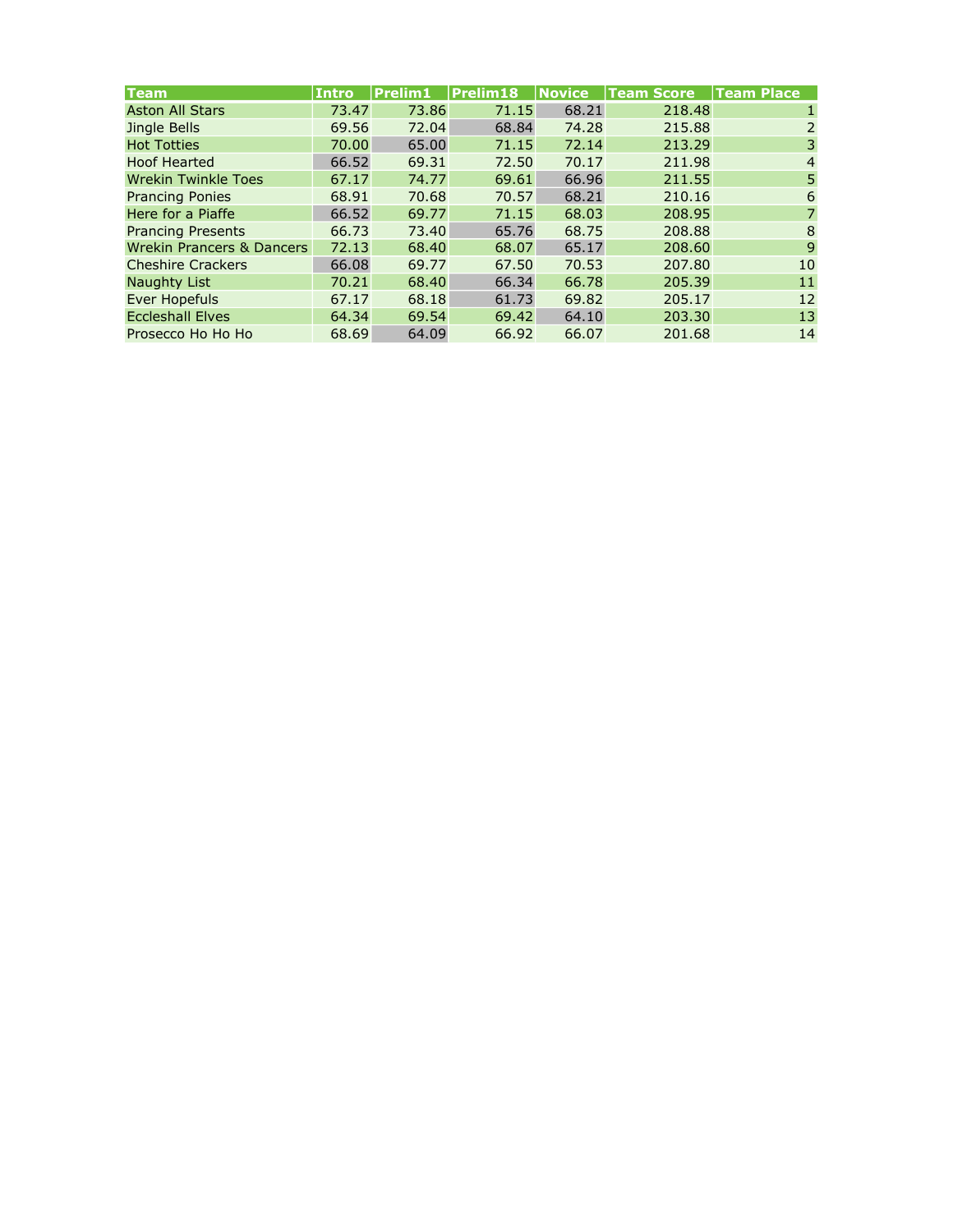| Team | Intro | Prelim1 | Prelim18 | Novice | Team Score | Team Place |
|---|---|---|---|---|---|---|
| Aston All Stars | 73.47 | 73.86 | 71.15 | 68.21 | 218.48 | 1 |
| Jingle Bells | 69.56 | 72.04 | 68.84 | 74.28 | 215.88 | 2 |
| Hot Totties | 70.00 | 65.00 | 71.15 | 72.14 | 213.29 | 3 |
| Hoof Hearted | 66.52 | 69.31 | 72.50 | 70.17 | 211.98 | 4 |
| Wrekin Twinkle Toes | 67.17 | 74.77 | 69.61 | 66.96 | 211.55 | 5 |
| Prancing Ponies | 68.91 | 70.68 | 70.57 | 68.21 | 210.16 | 6 |
| Here for a Piaffe | 66.52 | 69.77 | 71.15 | 68.03 | 208.95 | 7 |
| Prancing Presents | 66.73 | 73.40 | 65.76 | 68.75 | 208.88 | 8 |
| Wrekin Prancers & Dancers | 72.13 | 68.40 | 68.07 | 65.17 | 208.60 | 9 |
| Cheshire Crackers | 66.08 | 69.77 | 67.50 | 70.53 | 207.80 | 10 |
| Naughty List | 70.21 | 68.40 | 66.34 | 66.78 | 205.39 | 11 |
| Ever Hopefuls | 67.17 | 68.18 | 61.73 | 69.82 | 205.17 | 12 |
| Eccleshall Elves | 64.34 | 69.54 | 69.42 | 64.10 | 203.30 | 13 |
| Prosecco Ho Ho Ho | 68.69 | 64.09 | 66.92 | 66.07 | 201.68 | 14 |